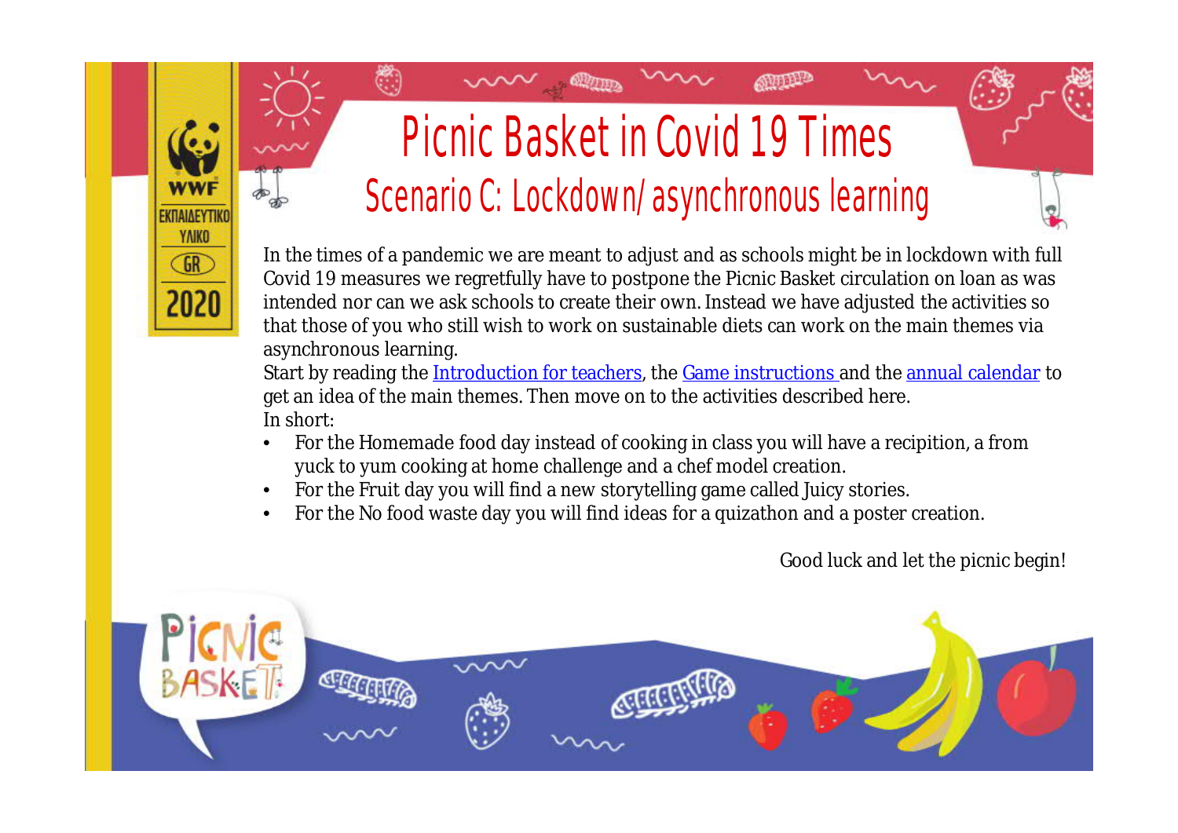# Picnic Basket in Covid 19 Times

## Scenario C: Lockdown/ asynchronous learning

In the times of a pandemic we are meant to adjust and as schools might be in lockdown with full Covid 19 measures we regretfully have to postpone the Picnic Basket circulation on loan as was intended nor can we ask schools to create their own. Instead we have adjusted the activities so that those of you who still wish to work on sustainable diets can work on the main themes via asynchronous learning.

Start by reading the Introduction for teachers, the Game instructions and the annual calendar to get an idea of the main themes. Then move on to the activities described here.

In short:

- For the Homemade food day instead of cooking in class you will have a recipition, a from yuck to yum cooking at home challenge and a chef model creation.
- For the Fruit day you will find a new storytelling game called Juicy stories.
- For the No food waste day you will find ideas for a quizathon and a poster creation.

Good luck and let the picnic begin!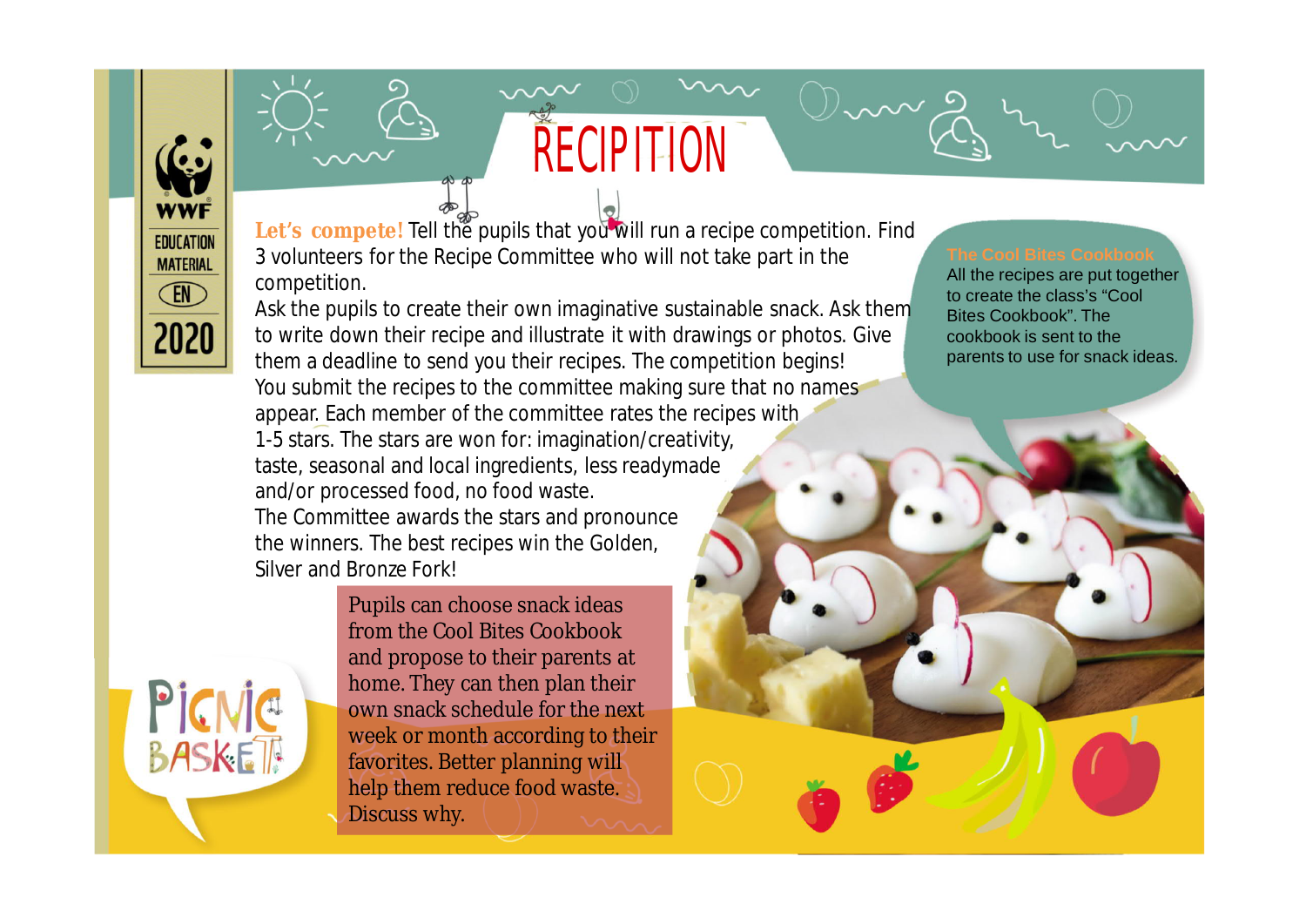# RECIPITION

**Let's compete!** Tell the pupils that you will run a recipe competition. Find 3 volunteers for the Recipe Committee who will not take part in the competition.

Ask the pupils to create their own imaginative sustainable snack. Ask them to write down their recipe and illustrate it with drawings or photos. Give them a deadline to send you their recipes. The competition begins!

You submit the recipes to the committee making sure that no names appear. Each member of the committee rates the recipes with 1-5 stars. The stars are won for: imagination/creativity, taste, seasonal and local ingredients, less readymade and/or processed food, no food waste.

The Committee awards the stars and pronounce the winners. The best recipes win the Golden, Silver and Bronze Fork!

**The Cool Bites Cookbook**

All the recipes are put together to create the class's "Cool Bites Cookbook". The cookbook is sent to the parents to use for snack ideas.

Pupils can choose snack ideas from the Cool Bites Cookbook and propose to their parents at home. They can then plan their own snack schedule for the next week or month according to their favorites. Better planning will help them reduce food waste. Discuss why.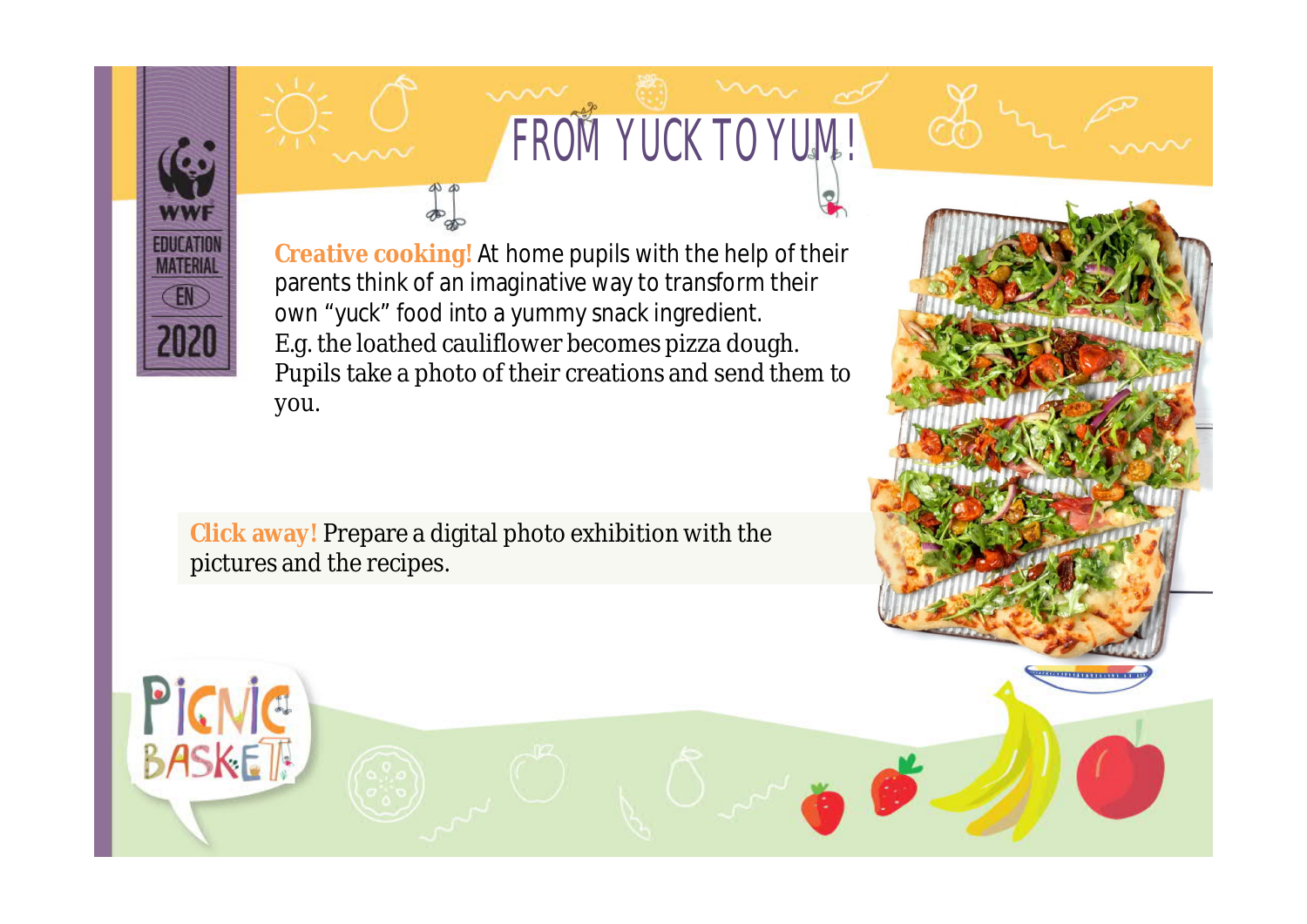# FROM YUCK TO YUM!

**Creative cooking!** At home pupils with the help of their parents think of an imaginative way to transform their own "yuck" food into a yummy snack ingredient. E.g. the loathed cauliflower becomes pizza dough. Pupils take a photo of their creations and send them to you.

**Click away!** Prepare a digital photo exhibition with the pictures and the recipes.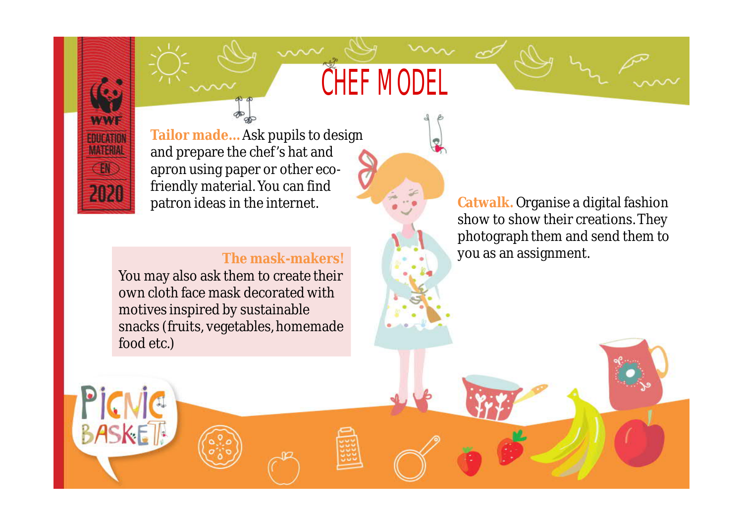# CHEF MODEL

**Tailor made...** Ask pupils to design and prepare the chef's hat and apron using paper or other eco-friendly material. You can find patron ideas in the internet.

**The mask-makers!**

You may also ask them to create their own cloth face mask decorated with motives inspired by sustainable snacks (fruits, vegetables, homemade food etc.)

**Catwalk.** Organise a digital fashion show to show their creations. They photograph them and send them to you as an assignment.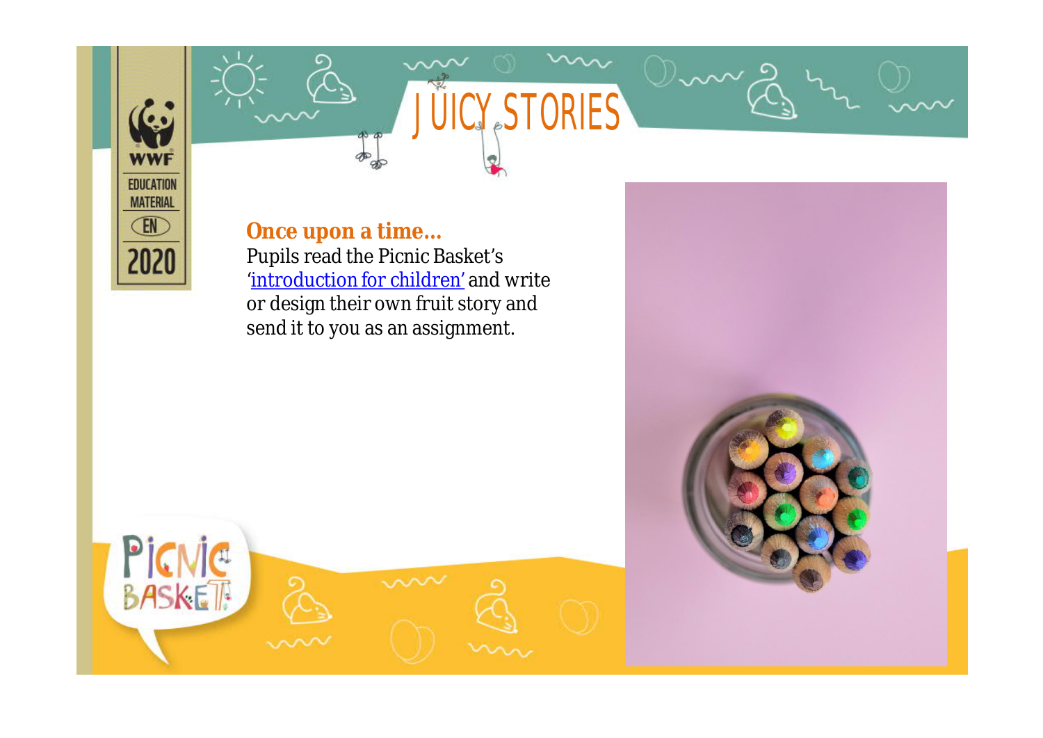# JUICY STORIES

## Once upon a time...

Pupils read the Picnic Basket's 'introduction for children' and write or design their own fruit story and send it to you as an assignment.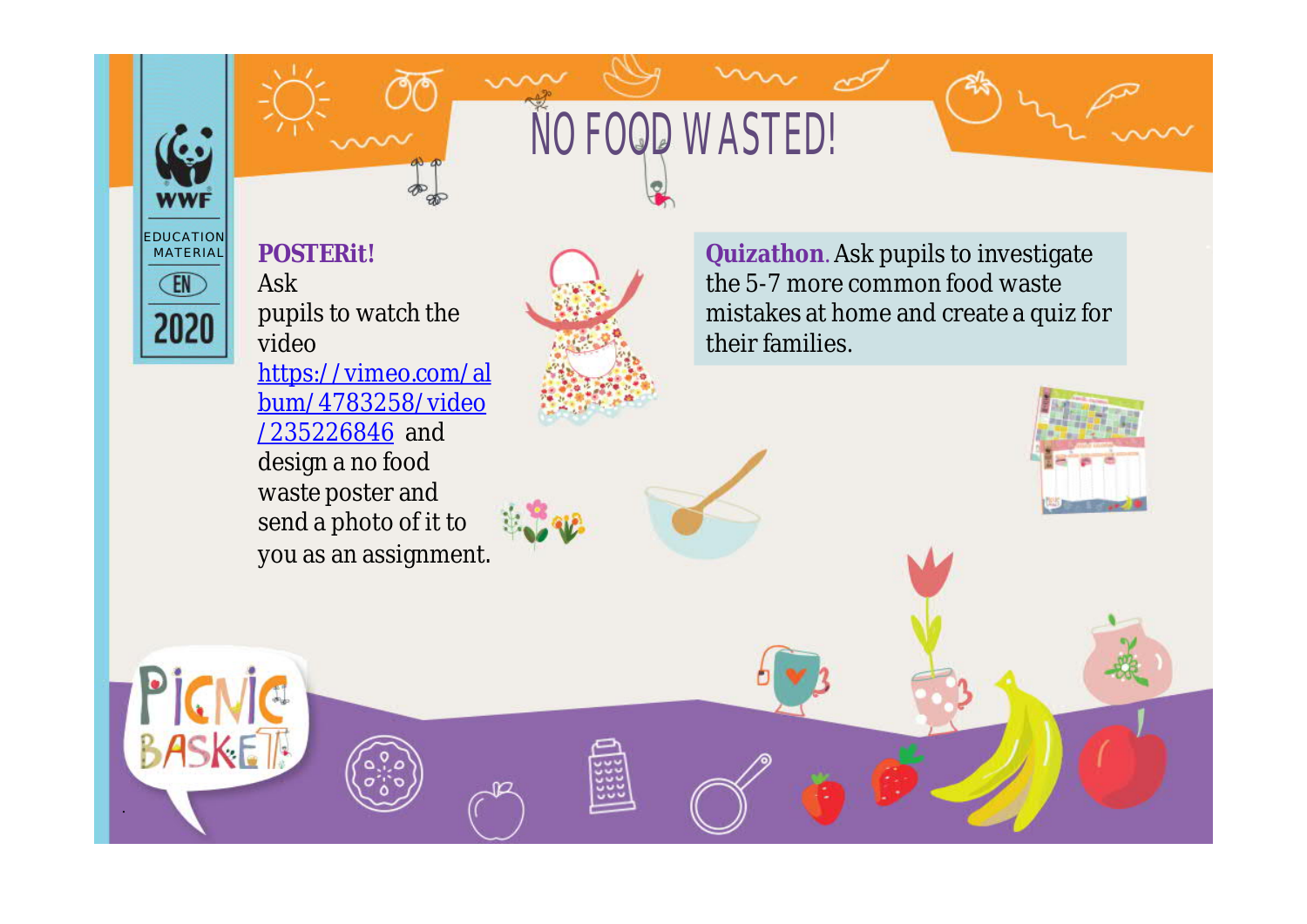# NO FOOD WASTED!

**POSTERit!** Ask pupils to watch the video https://vimeo.com/album/4783258/video/235226846 and design a no food waste poster and send a photo of it to you as an assignment.

**Quizathon**. Ask pupils to investigate the 5-7 more common food waste mistakes at home and create a quiz for their families.